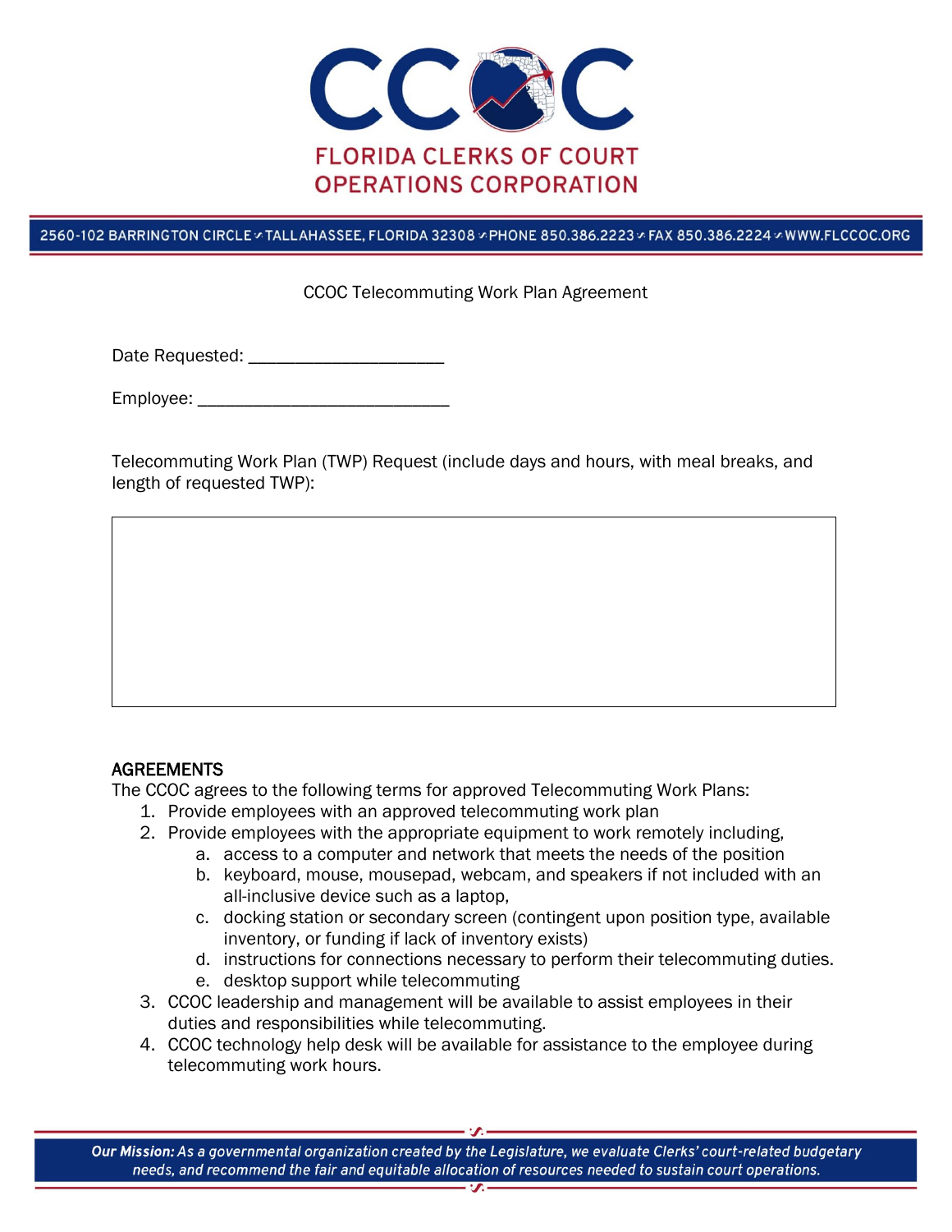# CCOC

## FLORIDA CLERKS OF COURT OPERATIONS CORPORATION

2560-102 BARRINGTON CIRCLE TALLAHASSEE, FLORIDA 32308 PHONE 850.386.2223 FAX 850.386.2224 WWW.FLCCOC.ORG

CCOC Telecommuting Work Plan Agreement

Date Requested: ____________________

Employee: __________________________

Telecommuting Work Plan (TWP) Request (include days and hours, with meal breaks, and length of requested TWP):

|  |
|---|
|  |

**AGREEMENTS**

The CCOC agrees to the following terms for approved Telecommuting Work Plans:

1. Provide employees with an approved telecommuting work plan
2. Provide employees with the appropriate equipment to work remotely including,
   a. access to a computer and network that meets the needs of the position
   b. keyboard, mouse, mousepad, webcam, and speakers if not included with an all-inclusive device such as a laptop,
   c. docking station or secondary screen (contingent upon position type, available inventory, or funding if lack of inventory exists)
   d. instructions for connections necessary to perform their telecommuting duties.
   e. desktop support while telecommuting
3. CCOC leadership and management will be available to assist employees in their duties and responsibilities while telecommuting.
4. CCOC technology help desk will be available for assistance to the employee during telecommuting work hours.

***Our Mission:*** *As a governmental organization created by the Legislature, we evaluate Clerks' court-related budgetary needs, and recommend the fair and equitable allocation of resources needed to sustain court operations.*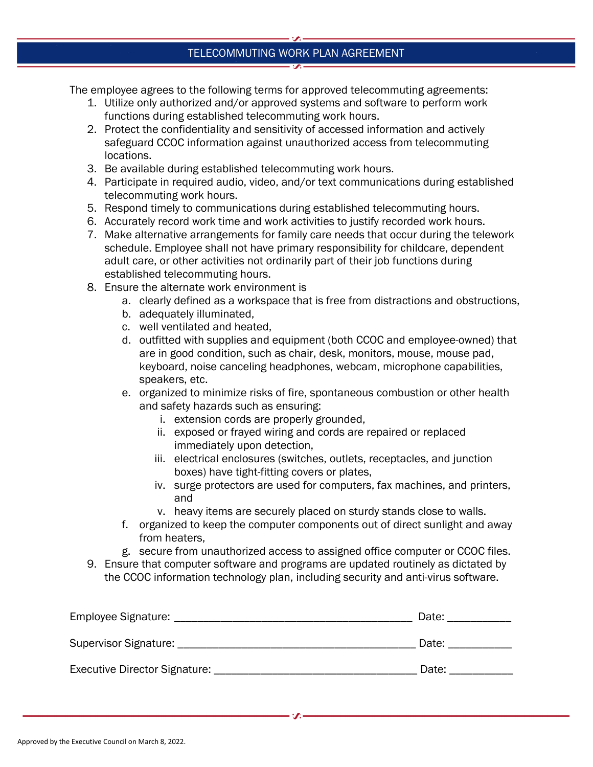## TELECOMMUTING WORK PLAN AGREEMENT

The employee agrees to the following terms for approved telecommuting agreements:

1. Utilize only authorized and/or approved systems and software to perform work functions during established telecommuting work hours.
2. Protect the confidentiality and sensitivity of accessed information and actively safeguard CCOC information against unauthorized access from telecommuting locations.
3. Be available during established telecommuting work hours.
4. Participate in required audio, video, and/or text communications during established telecommuting work hours.
5. Respond timely to communications during established telecommuting hours.
6. Accurately record work time and work activities to justify recorded work hours.
7. Make alternative arrangements for family care needs that occur during the telework schedule. Employee shall not have primary responsibility for childcare, dependent adult care, or other activities not ordinarily part of their job functions during established telecommuting hours.
8. Ensure the alternate work environment is
   a. clearly defined as a workspace that is free from distractions and obstructions,
   b. adequately illuminated,
   c. well ventilated and heated,
   d. outfitted with supplies and equipment (both CCOC and employee-owned) that are in good condition, such as chair, desk, monitors, mouse, mouse pad, keyboard, noise canceling headphones, webcam, microphone capabilities, speakers, etc.
   e. organized to minimize risks of fire, spontaneous combustion or other health and safety hazards such as ensuring:
      i. extension cords are properly grounded,
      ii. exposed or frayed wiring and cords are repaired or replaced immediately upon detection,
      iii. electrical enclosures (switches, outlets, receptacles, and junction boxes) have tight-fitting covers or plates,
      iv. surge protectors are used for computers, fax machines, and printers, and
      v. heavy items are securely placed on sturdy stands close to walls.
   f. organized to keep the computer components out of direct sunlight and away from heaters,
   g. secure from unauthorized access to assigned office computer or CCOC files.
9. Ensure that computer software and programs are updated routinely as dictated by the CCOC information technology plan, including security and anti-virus software.

Employee Signature: ________________________________________ Date: ___________

Supervisor Signature: ________________________________________ Date: ___________

Executive Director Signature: __________________________________ Date: ___________

Approved by the Executive Council on March 8, 2022.